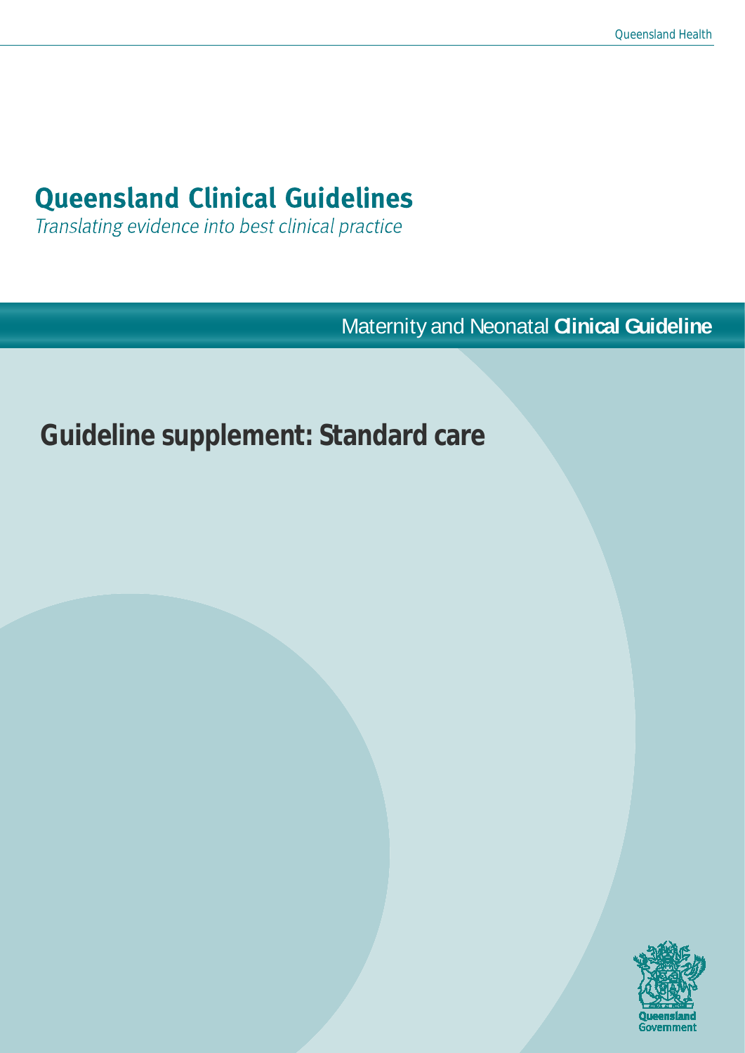# Queensland Clinical Guidelines

*Translating evidence into best clinical practice*

Maternity and Neonatal **Clinical Guideline**

## Guideline supplement: Standard care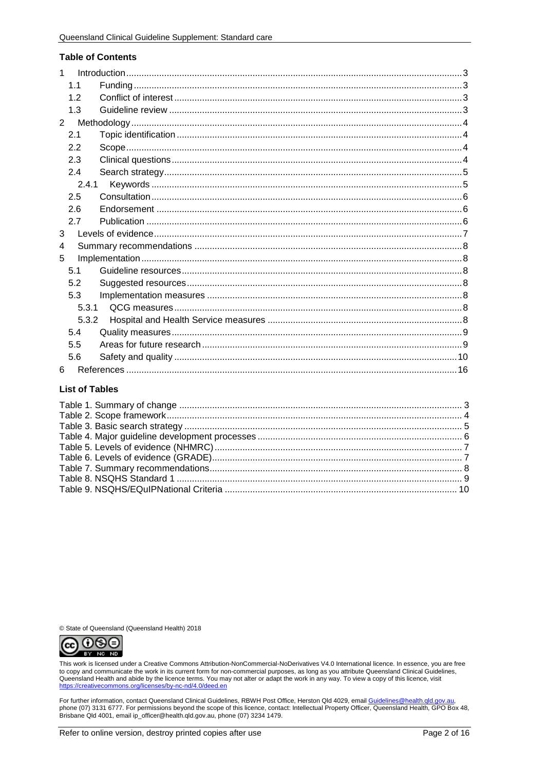## Table of Contents

1 Introduction ... 3
   1.1 Funding ... 3
   1.2 Conflict of interest ... 3
   1.3 Guideline review ... 3
2 Methodology ... 4
   2.1 Topic identification ... 4
   2.2 Scope ... 4
   2.3 Clinical questions ... 4
   2.4 Search strategy ... 5
      2.4.1 Keywords ... 5
   2.5 Consultation ... 6
   2.6 Endorsement ... 6
   2.7 Publication ... 6
3 Levels of evidence ... 7
4 Summary recommendations ... 8
5 Implementation ... 8
   5.1 Guideline resources ... 8
   5.2 Suggested resources ... 8
   5.3 Implementation measures ... 8
      5.3.1 QCG measures ... 8
      5.3.2 Hospital and Health Service measures ... 8
   5.4 Quality measures ... 9
   5.5 Areas for future research ... 9
   5.6 Safety and quality ... 10
6 References ... 16

## List of Tables

Table 1. Summary of change ... 3
Table 2. Scope framework ... 4
Table 3. Basic search strategy ... 5
Table 4. Major guideline development processes ... 6
Table 5. Levels of evidence (NHMRC) ... 7
Table 6. Levels of evidence (GRADE) ... 7
Table 7. Summary recommendations ... 8
Table 8. NSQHS Standard 1 ... 9
Table 9. NSQHS/EQuIPNational Criteria ... 10

© State of Queensland (Queensland Health) 2018

This work is licensed under a Creative Commons Attribution-NonCommercial-NoDerivatives V4.0 International licence. In essence, you are free to copy and communicate the work in its current form for non-commercial purposes, as long as you attribute Queensland Clinical Guidelines, Queensland Health and abide by the licence terms. You may not alter or adapt the work in any way. To view a copy of this licence, visit https://creativecommons.org/licenses/by-nc-nd/4.0/deed.en

For further information, contact Queensland Clinical Guidelines, RBWH Post Office, Herston Qld 4029, email Guidelines@health.qld.gov.au, phone (07) 3131 6777. For permissions beyond the scope of this licence, contact: Intellectual Property Officer, Queensland Health, GPO Box 48, Brisbane Qld 4001, email ip_officer@health.qld.gov.au, phone (07) 3234 1479.

Refer to online version, destroy printed copies after use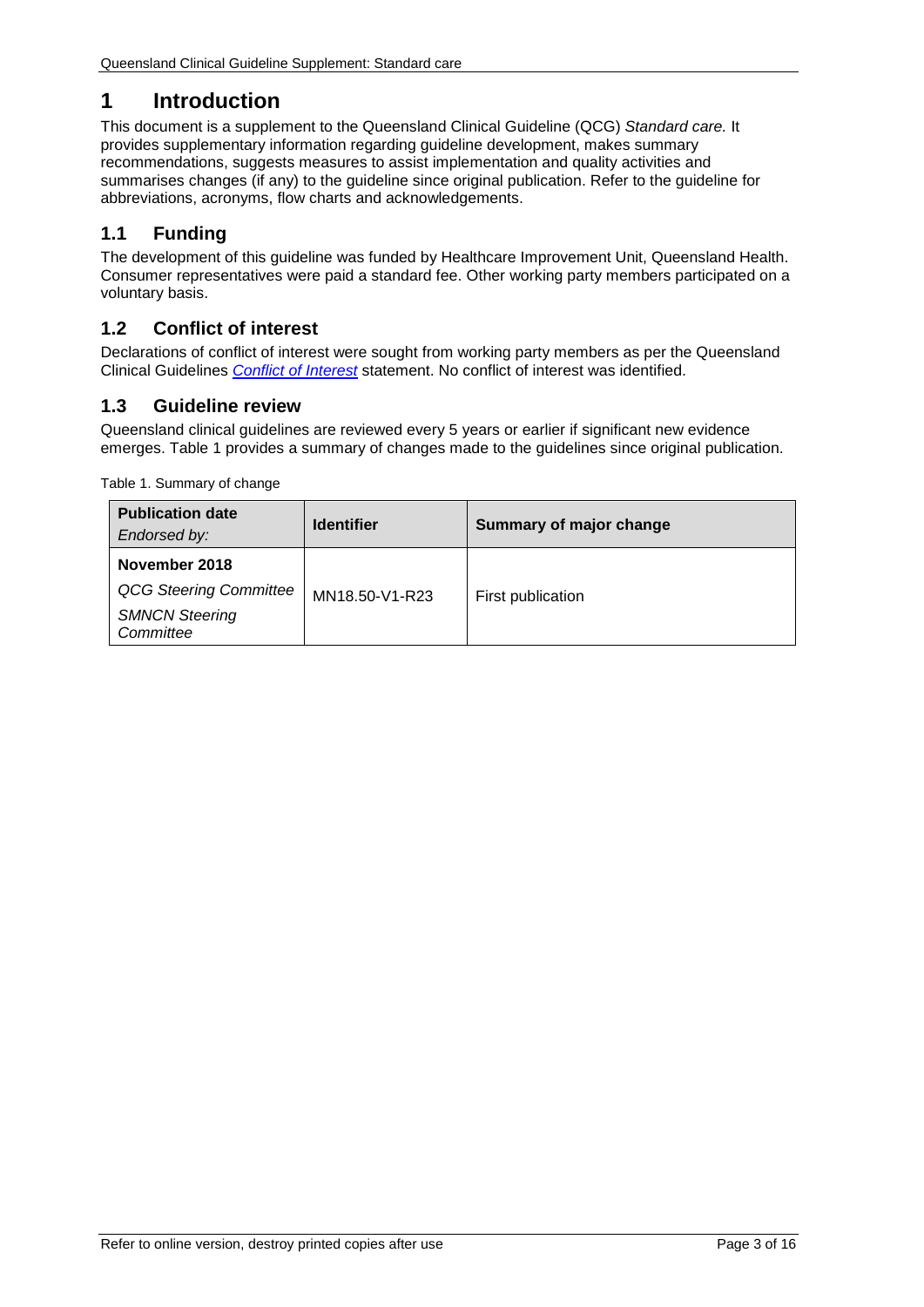# 1 Introduction

This document is a supplement to the Queensland Clinical Guideline (QCG) *Standard care.* It provides supplementary information regarding guideline development, makes summary recommendations, suggests measures to assist implementation and quality activities and summarises changes (if any) to the guideline since original publication. Refer to the guideline for abbreviations, acronyms, flow charts and acknowledgements.

## 1.1 Funding

The development of this guideline was funded by Healthcare Improvement Unit, Queensland Health. Consumer representatives were paid a standard fee. Other working party members participated on a voluntary basis.

## 1.2 Conflict of interest

Declarations of conflict of interest were sought from working party members as per the Queensland Clinical Guidelines *Conflict of Interest* statement. No conflict of interest was identified.

## 1.3 Guideline review

Queensland clinical guidelines are reviewed every 5 years or earlier if significant new evidence emerges. Table 1 provides a summary of changes made to the guidelines since original publication.

Table 1. Summary of change

| **Publication date** *Endorsed by:* | **Identifier** | **Summary of major change** |
|---|---|---|
| **November 2018** *QCG Steering Committee* *SMNCN Steering Committee* | MN18.50-V1-R23 | First publication |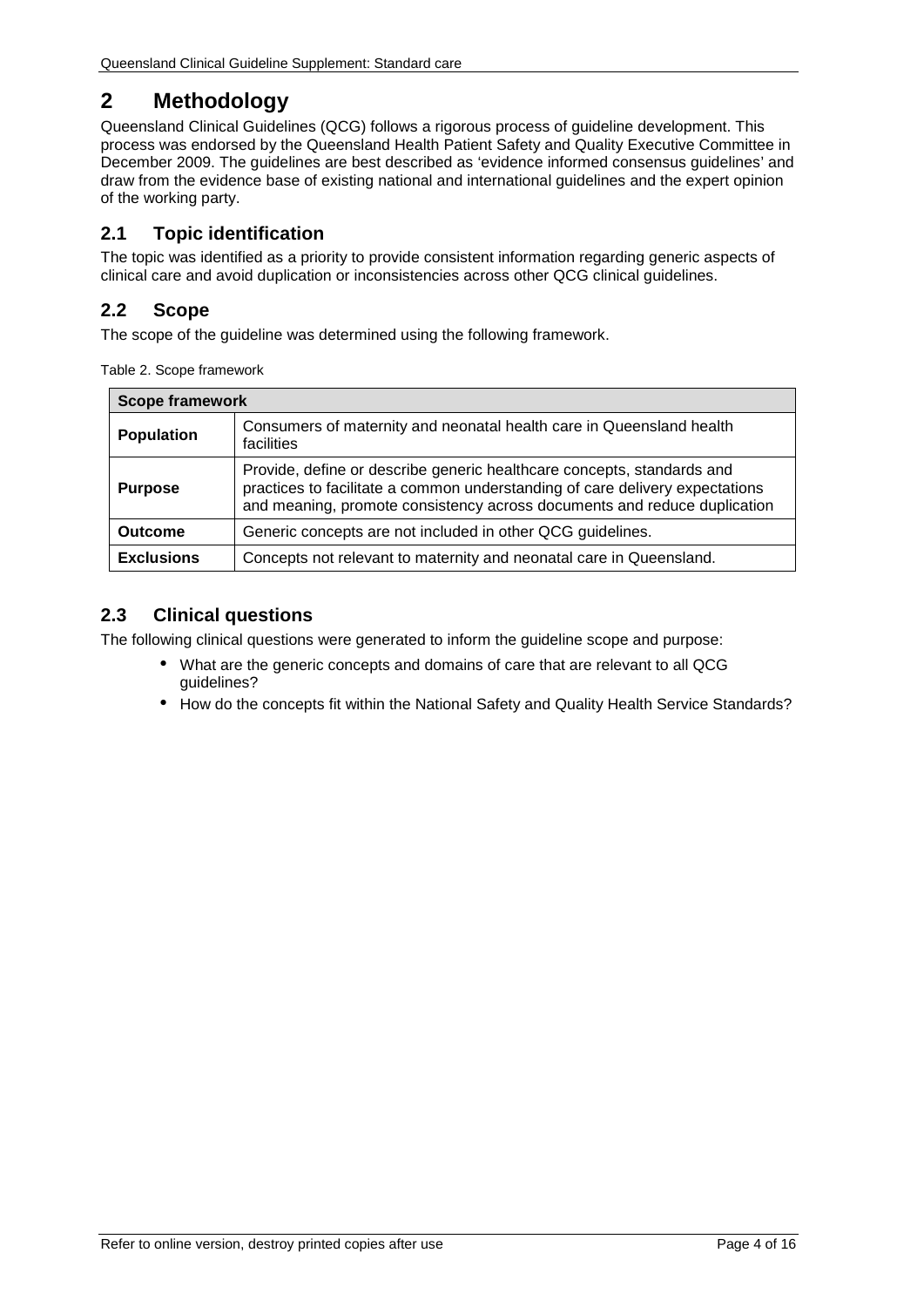# 2 Methodology

Queensland Clinical Guidelines (QCG) follows a rigorous process of guideline development. This process was endorsed by the Queensland Health Patient Safety and Quality Executive Committee in December 2009. The guidelines are best described as 'evidence informed consensus guidelines' and draw from the evidence base of existing national and international guidelines and the expert opinion of the working party.

## 2.1 Topic identification

The topic was identified as a priority to provide consistent information regarding generic aspects of clinical care and avoid duplication or inconsistencies across other QCG clinical guidelines.

## 2.2 Scope

The scope of the guideline was determined using the following framework.

Table 2. Scope framework

| Scope framework | |
|---|---|
| **Population** | Consumers of maternity and neonatal health care in Queensland health facilities |
| **Purpose** | Provide, define or describe generic healthcare concepts, standards and practices to facilitate a common understanding of care delivery expectations and meaning, promote consistency across documents and reduce duplication |
| **Outcome** | Generic concepts are not included in other QCG guidelines. |
| **Exclusions** | Concepts not relevant to maternity and neonatal care in Queensland. |

## 2.3 Clinical questions

The following clinical questions were generated to inform the guideline scope and purpose:

- What are the generic concepts and domains of care that are relevant to all QCG guidelines?
- How do the concepts fit within the National Safety and Quality Health Service Standards?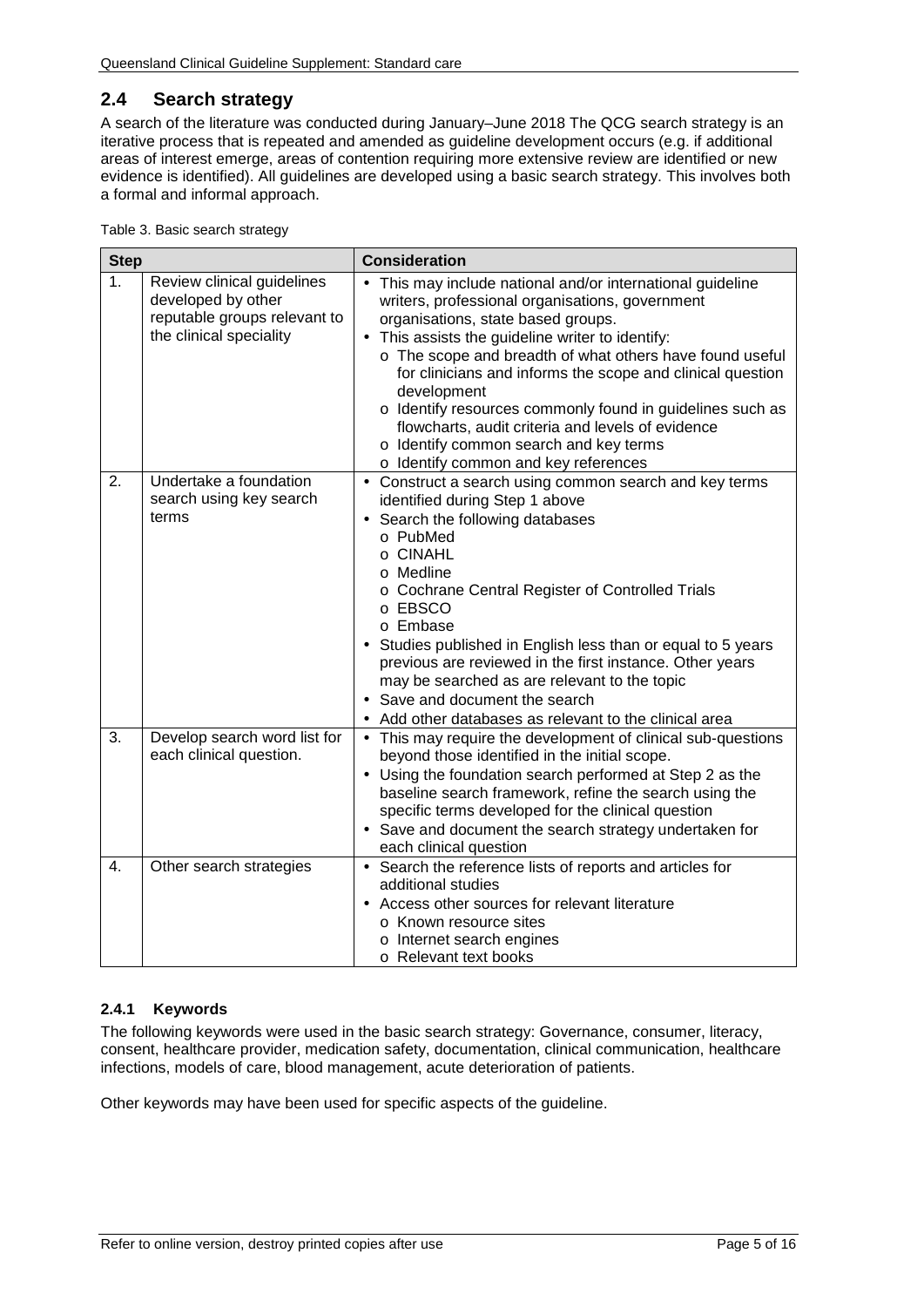## 2.4 Search strategy

A search of the literature was conducted during January–June 2018 The QCG search strategy is an iterative process that is repeated and amended as guideline development occurs (e.g. if additional areas of interest emerge, areas of contention requiring more extensive review are identified or new evidence is identified). All guidelines are developed using a basic search strategy. This involves both a formal and informal approach.

Table 3. Basic search strategy

| Step | | Consideration |
|---|---|---|
| 1. | Review clinical guidelines developed by other reputable groups relevant to the clinical speciality | • This may include national and/or international guideline writers, professional organisations, government organisations, state based groups.<br>• This assists the guideline writer to identify:<br>o The scope and breadth of what others have found useful for clinicians and informs the scope and clinical question development<br>o Identify resources commonly found in guidelines such as flowcharts, audit criteria and levels of evidence<br>o Identify common search and key terms<br>o Identify common and key references |
| 2. | Undertake a foundation search using key search terms | • Construct a search using common search and key terms identified during Step 1 above<br>• Search the following databases<br>o PubMed<br>o CINAHL<br>o Medline<br>o Cochrane Central Register of Controlled Trials<br>o EBSCO<br>o Embase<br>• Studies published in English less than or equal to 5 years previous are reviewed in the first instance. Other years may be searched as are relevant to the topic<br>• Save and document the search<br>• Add other databases as relevant to the clinical area |
| 3. | Develop search word list for each clinical question. | • This may require the development of clinical sub-questions beyond those identified in the initial scope.<br>• Using the foundation search performed at Step 2 as the baseline search framework, refine the search using the specific terms developed for the clinical question<br>• Save and document the search strategy undertaken for each clinical question |
| 4. | Other search strategies | • Search the reference lists of reports and articles for additional studies<br>• Access other sources for relevant literature<br>o Known resource sites<br>o Internet search engines<br>o Relevant text books |

### 2.4.1 Keywords

The following keywords were used in the basic search strategy: Governance, consumer, literacy, consent, healthcare provider, medication safety, documentation, clinical communication, healthcare infections, models of care, blood management, acute deterioration of patients.

Other keywords may have been used for specific aspects of the guideline.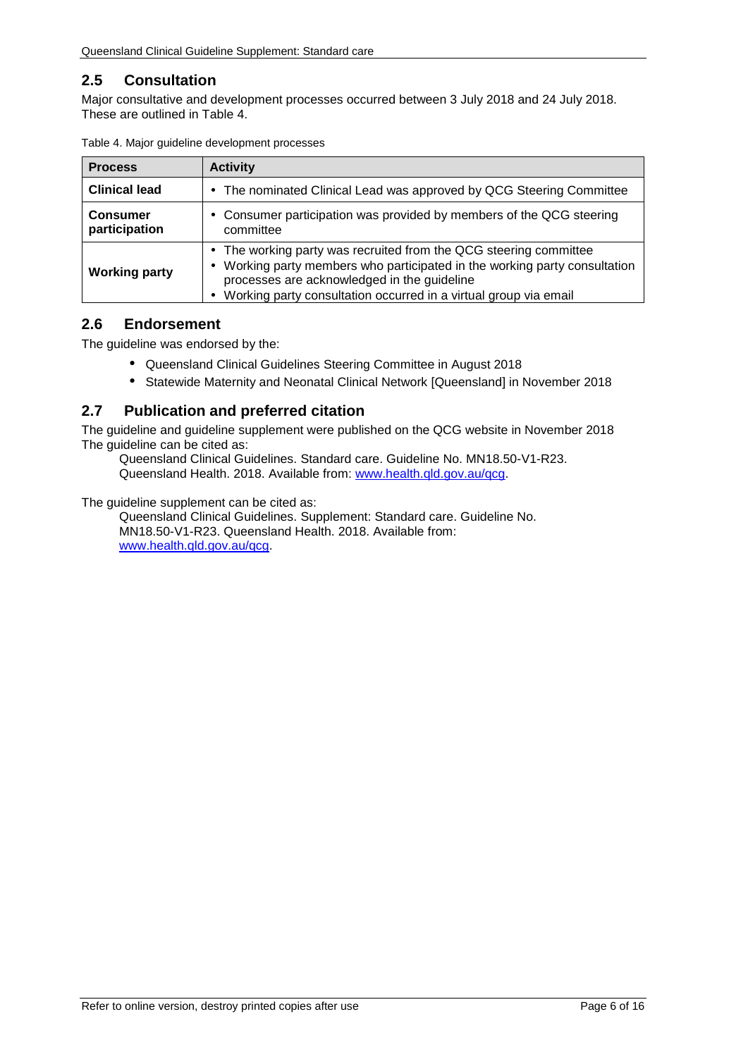## 2.5 Consultation

Major consultative and development processes occurred between 3 July 2018 and 24 July 2018. These are outlined in Table 4.

Table 4. Major guideline development processes

| Process | Activity |
|---|---|
| **Clinical lead** | • The nominated Clinical Lead was approved by QCG Steering Committee |
| **Consumer participation** | • Consumer participation was provided by members of the QCG steering committee |
| **Working party** | • The working party was recruited from the QCG steering committee<br>• Working party members who participated in the working party consultation processes are acknowledged in the guideline<br>• Working party consultation occurred in a virtual group via email |

## 2.6 Endorsement

The guideline was endorsed by the:

- Queensland Clinical Guidelines Steering Committee in August 2018
- Statewide Maternity and Neonatal Clinical Network [Queensland] in November 2018

## 2.7 Publication and preferred citation

The guideline and guideline supplement were published on the QCG website in November 2018
The guideline can be cited as:

Queensland Clinical Guidelines. Standard care. Guideline No. MN18.50-V1-R23. Queensland Health. 2018. Available from: www.health.qld.gov.au/qcg.

The guideline supplement can be cited as:

Queensland Clinical Guidelines. Supplement: Standard care. Guideline No. MN18.50-V1-R23. Queensland Health. 2018. Available from: www.health.qld.gov.au/qcg.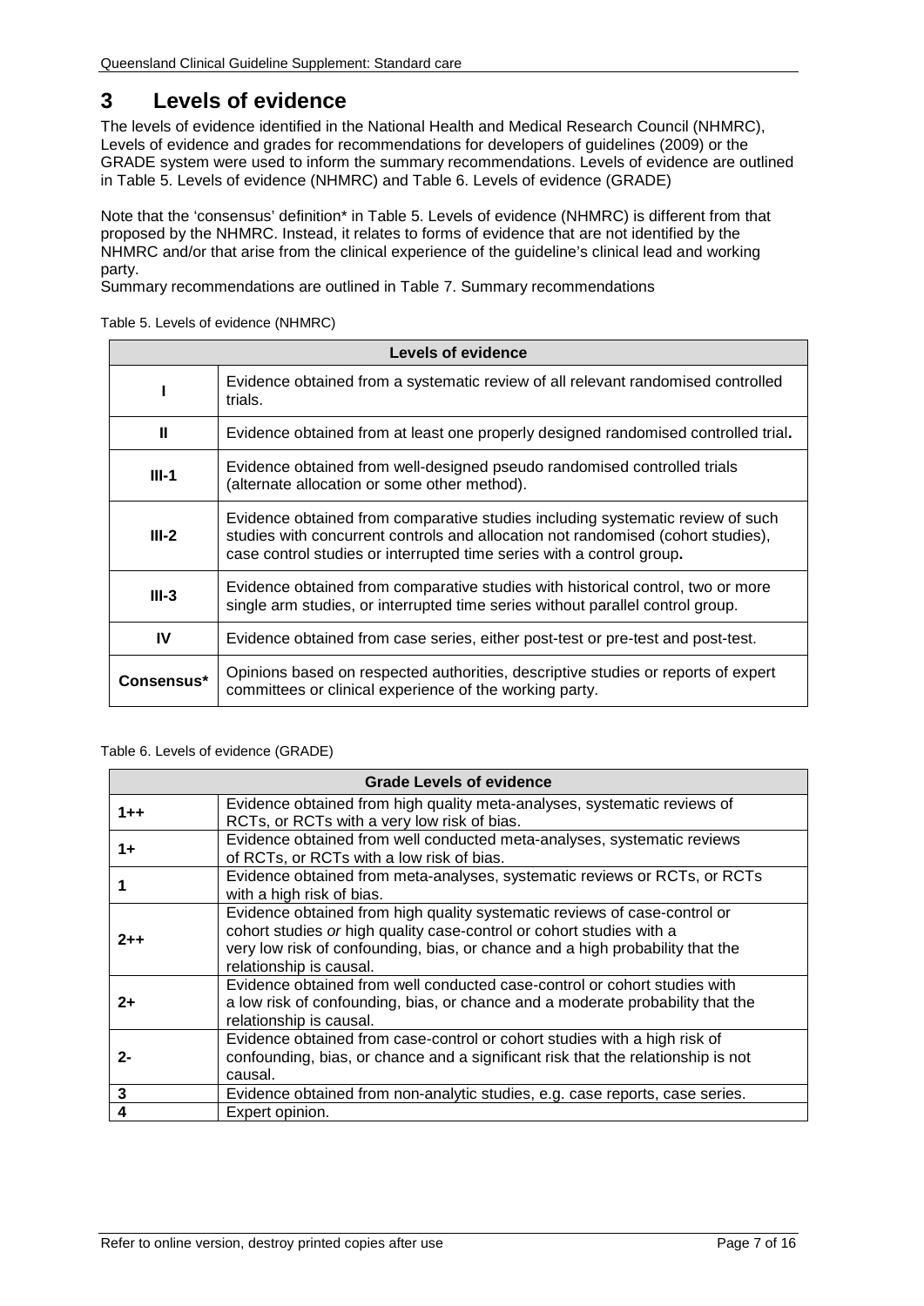# 3 Levels of evidence

The levels of evidence identified in the National Health and Medical Research Council (NHMRC), Levels of evidence and grades for recommendations for developers of guidelines (2009) or the GRADE system were used to inform the summary recommendations. Levels of evidence are outlined in Table 5. Levels of evidence (NHMRC) and Table 6. Levels of evidence (GRADE)

Note that the 'consensus' definition* in Table 5. Levels of evidence (NHMRC) is different from that proposed by the NHMRC. Instead, it relates to forms of evidence that are not identified by the NHMRC and/or that arise from the clinical experience of the guideline's clinical lead and working party.
Summary recommendations are outlined in Table 7. Summary recommendations

Table 5. Levels of evidence (NHMRC)

| Levels of evidence | |
|---|---|
| **I** | Evidence obtained from a systematic review of all relevant randomised controlled trials. |
| **II** | Evidence obtained from at least one properly designed randomised controlled trial**.** |
| **III-1** | Evidence obtained from well-designed pseudo randomised controlled trials (alternate allocation or some other method). |
| **III-2** | Evidence obtained from comparative studies including systematic review of such studies with concurrent controls and allocation not randomised (cohort studies), case control studies or interrupted time series with a control group**.** |
| **III-3** | Evidence obtained from comparative studies with historical control, two or more single arm studies, or interrupted time series without parallel control group. |
| **IV** | Evidence obtained from case series, either post-test or pre-test and post-test. |
| **Consensus*** | Opinions based on respected authorities, descriptive studies or reports of expert committees or clinical experience of the working party. |

Table 6. Levels of evidence (GRADE)

| Grade Levels of evidence | |
|---|---|
| **1++** | Evidence obtained from high quality meta-analyses, systematic reviews of RCTs, or RCTs with a very low risk of bias. |
| **1+** | Evidence obtained from well conducted meta-analyses, systematic reviews of RCTs, or RCTs with a low risk of bias. |
| **1** | Evidence obtained from meta-analyses, systematic reviews or RCTs, or RCTs with a high risk of bias. |
| **2++** | Evidence obtained from high quality systematic reviews of case-control or cohort studies *or* high quality case-control or cohort studies with a very low risk of confounding, bias, or chance and a high probability that the relationship is causal. |
| **2+** | Evidence obtained from well conducted case-control or cohort studies with a low risk of confounding, bias, or chance and a moderate probability that the relationship is causal. |
| **2-** | Evidence obtained from case-control or cohort studies with a high risk of confounding, bias, or chance and a significant risk that the relationship is not causal. |
| **3** | Evidence obtained from non-analytic studies, e.g. case reports, case series. |
| **4** | Expert opinion. |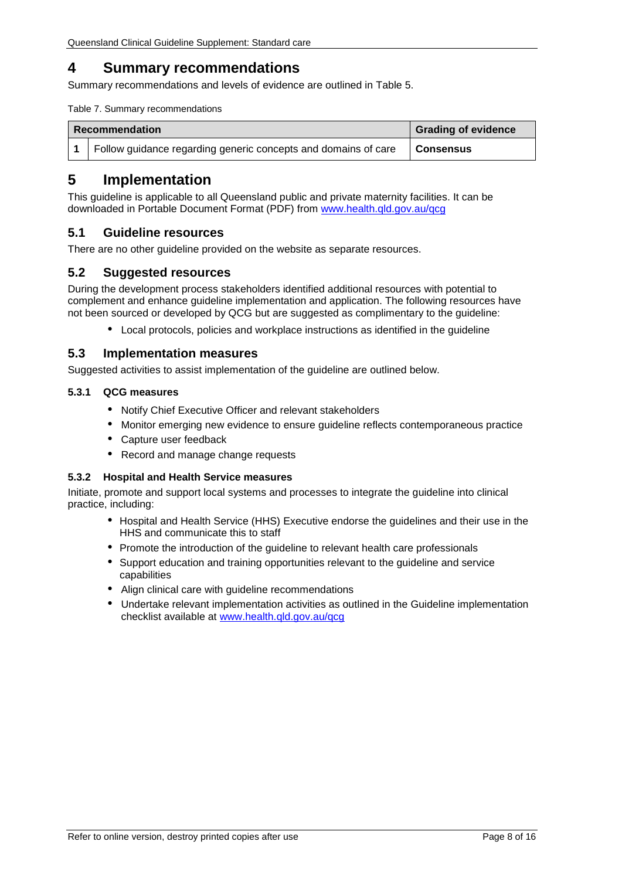# 4 Summary recommendations

Summary recommendations and levels of evidence are outlined in Table 5.

Table 7. Summary recommendations

| | Recommendation | Grading of evidence |
|---|---|---|
| 1 | Follow guidance regarding generic concepts and domains of care | **Consensus** |

# 5 Implementation

This guideline is applicable to all Queensland public and private maternity facilities. It can be downloaded in Portable Document Format (PDF) from [www.health.qld.gov.au/qcg](www.health.qld.gov.au/qcg)

## 5.1 Guideline resources

There are no other guideline provided on the website as separate resources.

## 5.2 Suggested resources

During the development process stakeholders identified additional resources with potential to complement and enhance guideline implementation and application. The following resources have not been sourced or developed by QCG but are suggested as complimentary to the guideline:

- Local protocols, policies and workplace instructions as identified in the guideline

## 5.3 Implementation measures

Suggested activities to assist implementation of the guideline are outlined below.

### 5.3.1 QCG measures

- Notify Chief Executive Officer and relevant stakeholders
- Monitor emerging new evidence to ensure guideline reflects contemporaneous practice
- Capture user feedback
- Record and manage change requests

### 5.3.2 Hospital and Health Service measures

Initiate, promote and support local systems and processes to integrate the guideline into clinical practice, including:

- Hospital and Health Service (HHS) Executive endorse the guidelines and their use in the HHS and communicate this to staff
- Promote the introduction of the guideline to relevant health care professionals
- Support education and training opportunities relevant to the guideline and service capabilities
- Align clinical care with guideline recommendations
- Undertake relevant implementation activities as outlined in the Guideline implementation checklist available at [www.health.qld.gov.au/qcg](www.health.qld.gov.au/qcg)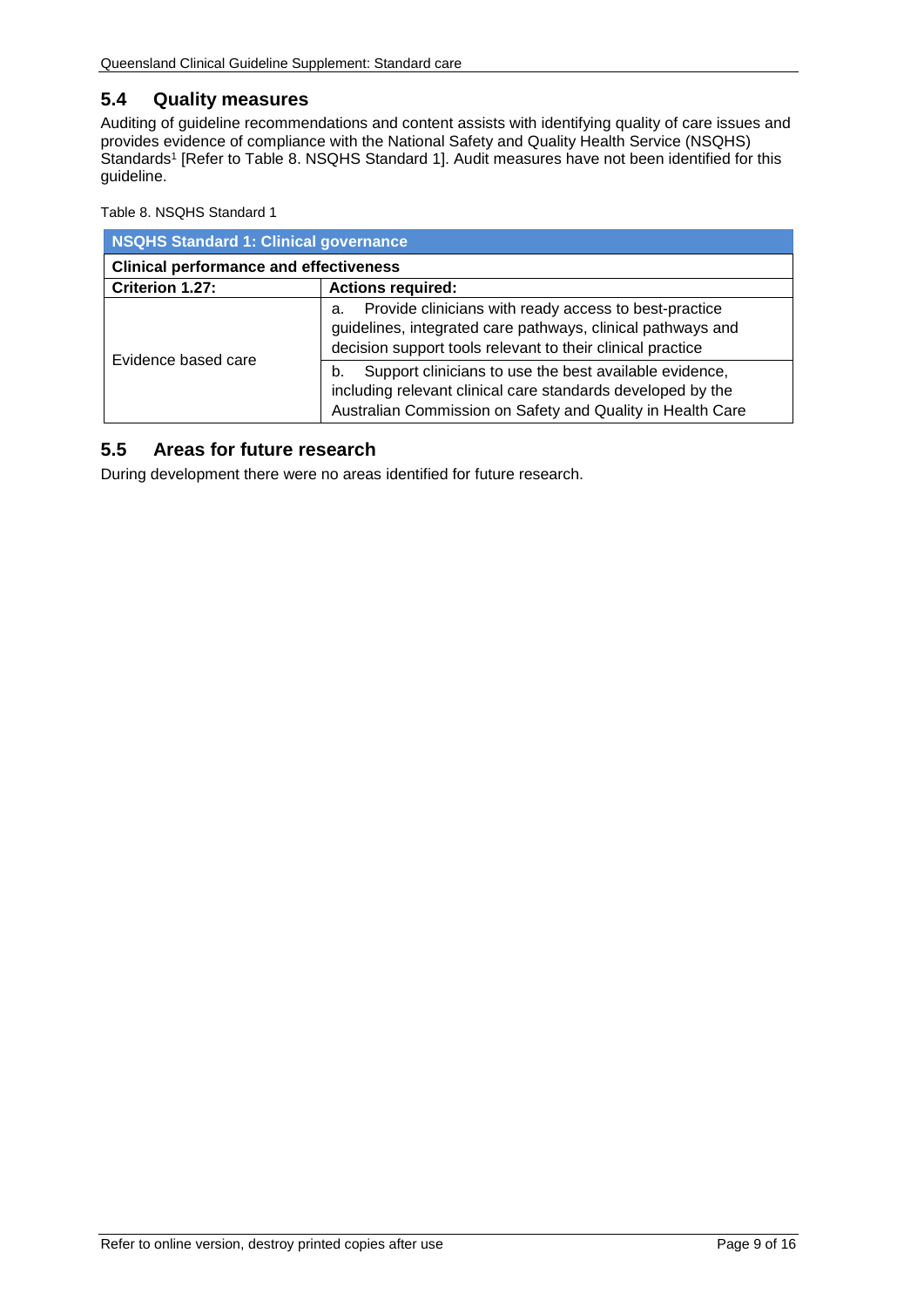## 5.4 Quality measures

Auditing of guideline recommendations and content assists with identifying quality of care issues and provides evidence of compliance with the National Safety and Quality Health Service (NSQHS) Standards[1] [Refer to Table 8. NSQHS Standard 1]. Audit measures have not been identified for this guideline.

Table 8. NSQHS Standard 1

| NSQHS Standard 1: Clinical governance | |
|---|---|
| **Clinical performance and effectiveness** | |
| **Criterion 1.27:** | **Actions required:** |
| Evidence based care | a. Provide clinicians with ready access to best-practice guidelines, integrated care pathways, clinical pathways and decision support tools relevant to their clinical practice |
| | b. Support clinicians to use the best available evidence, including relevant clinical care standards developed by the Australian Commission on Safety and Quality in Health Care |

## 5.5 Areas for future research

During development there were no areas identified for future research.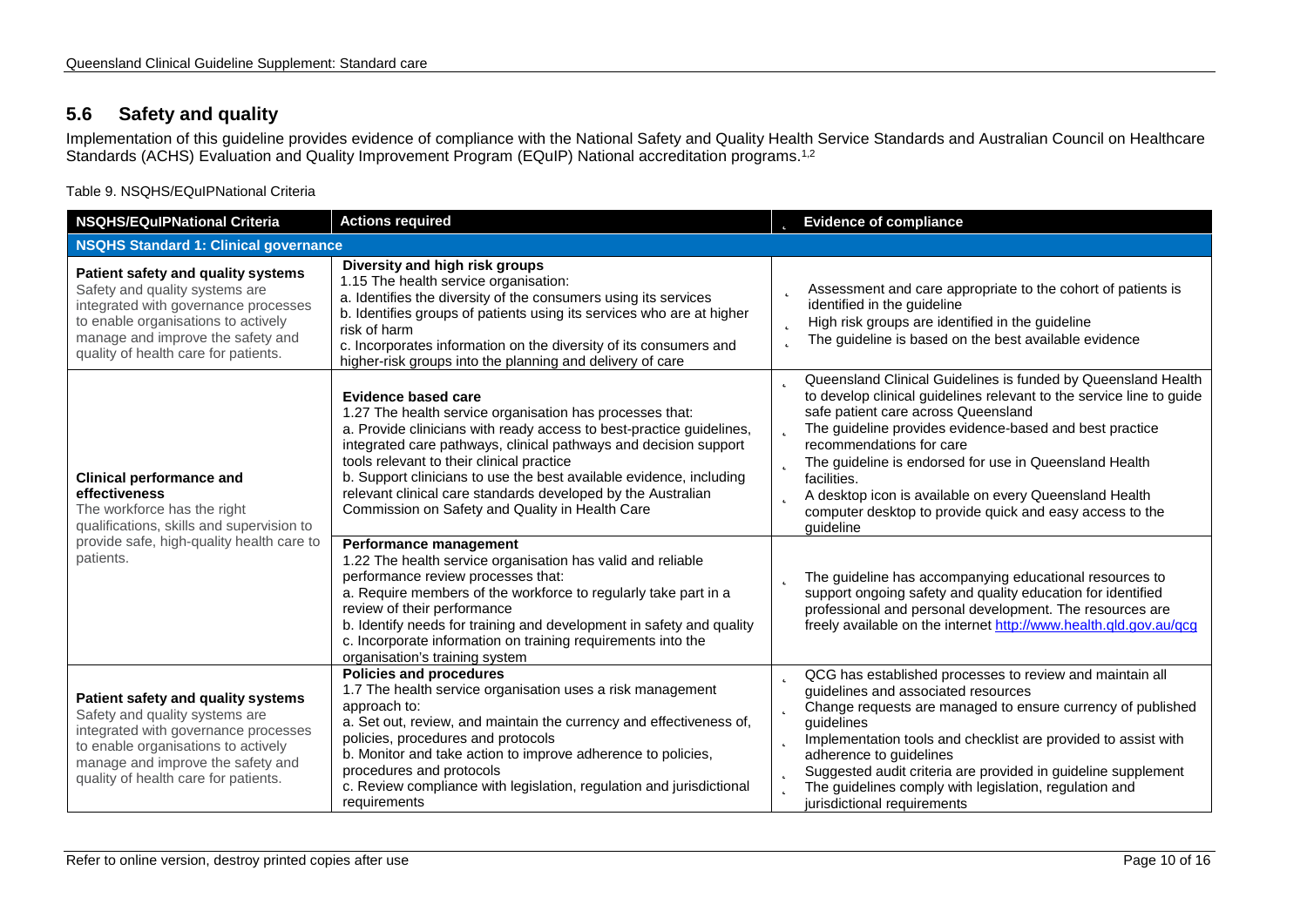## 5.6 Safety and quality

Implementation of this guideline provides evidence of compliance with the National Safety and Quality Health Service Standards and Australian Council on Healthcare Standards (ACHS) Evaluation and Quality Improvement Program (EQuIP) National accreditation programs.[1,2]

Table 9. NSQHS/EQuIPNational Criteria

| NSQHS/EQuIPNational Criteria | Actions required | Evidence of compliance |
|---|---|---|
| **NSQHS Standard 1: Clinical governance** | | |
| **Patient safety and quality systems** Safety and quality systems are integrated with governance processes to enable organisations to actively manage and improve the safety and quality of health care for patients. | **Diversity and high risk groups** 1.15 The health service organisation: a. Identifies the diversity of the consumers using its services b. Identifies groups of patients using its services who are at higher risk of harm c. Incorporates information on the diversity of its consumers and higher-risk groups into the planning and delivery of care | - Assessment and care appropriate to the cohort of patients is identified in the guideline<br>- High risk groups are identified in the guideline<br>- The guideline is based on the best available evidence |
| **Clinical performance and effectiveness** The workforce has the right qualifications, skills and supervision to provide safe, high-quality health care to patients. | **Evidence based care** 1.27 The health service organisation has processes that: a. Provide clinicians with ready access to best-practice guidelines, integrated care pathways, clinical pathways and decision support tools relevant to their clinical practice b. Support clinicians to use the best available evidence, including relevant clinical care standards developed by the Australian Commission on Safety and Quality in Health Care | - Queensland Clinical Guidelines is funded by Queensland Health to develop clinical guidelines relevant to the service line to guide safe patient care across Queensland<br>- The guideline provides evidence-based and best practice recommendations for care<br>- The guideline is endorsed for use in Queensland Health facilities.<br>- A desktop icon is available on every Queensland Health computer desktop to provide quick and easy access to the guideline |
| | **Performance management** 1.22 The health service organisation has valid and reliable performance review processes that: a. Require members of the workforce to regularly take part in a review of their performance b. Identify needs for training and development in safety and quality c. Incorporate information on training requirements into the organisation's training system | - The guideline has accompanying educational resources to support ongoing safety and quality education for identified professional and personal development. The resources are freely available on the internet http://www.health.qld.gov.au/qcg |
| **Patient safety and quality systems** Safety and quality systems are integrated with governance processes to enable organisations to actively manage and improve the safety and quality of health care for patients. | **Policies and procedures** 1.7 The health service organisation uses a risk management approach to: a. Set out, review, and maintain the currency and effectiveness of, policies, procedures and protocols b. Monitor and take action to improve adherence to policies, procedures and protocols c. Review compliance with legislation, regulation and jurisdictional requirements | - QCG has established processes to review and maintain all guidelines and associated resources<br>- Change requests are managed to ensure currency of published guidelines<br>- Implementation tools and checklist are provided to assist with adherence to guidelines<br>- Suggested audit criteria are provided in guideline supplement<br>- The guidelines comply with legislation, regulation and jurisdictional requirements |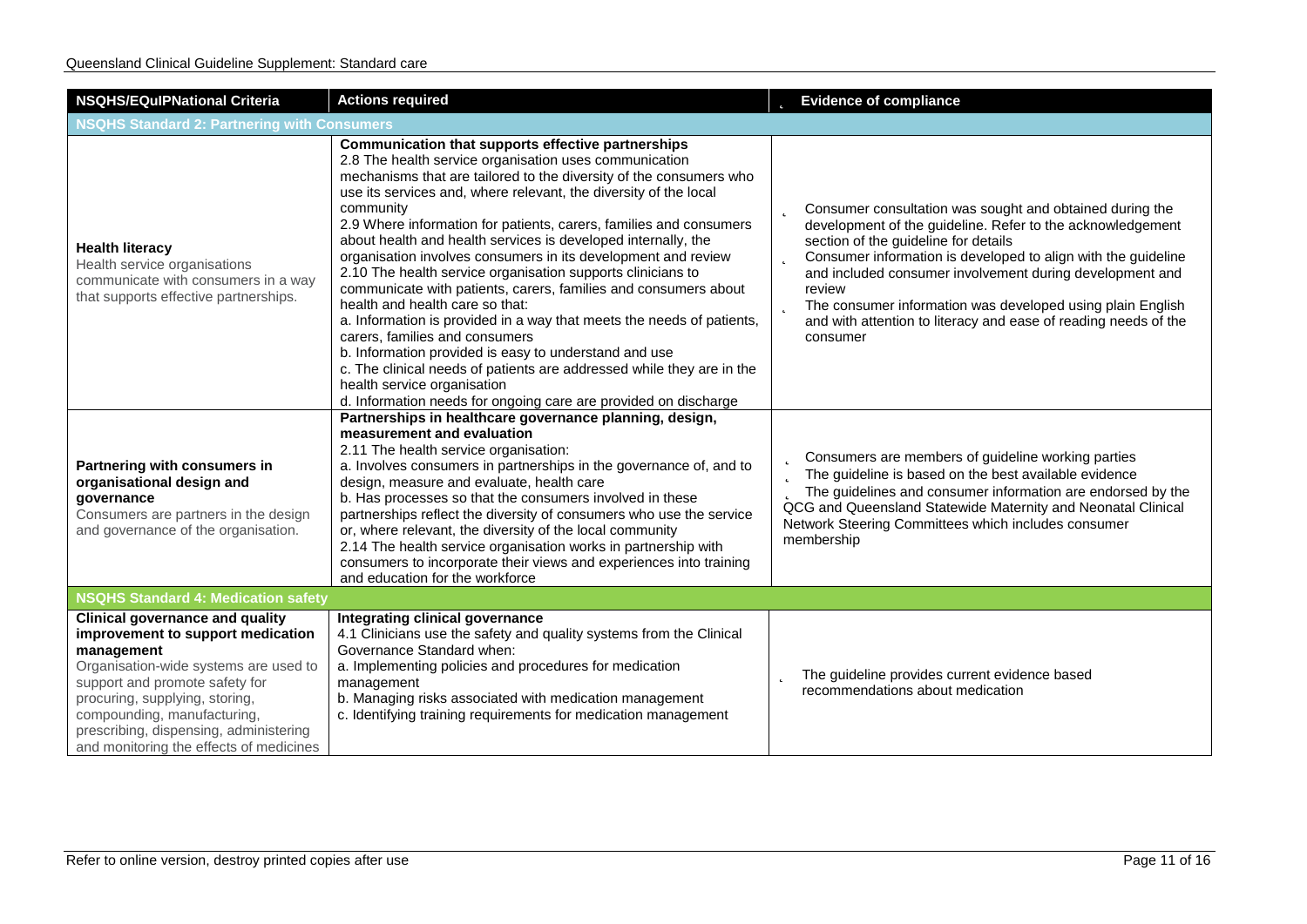| NSQHS/EQuIPNational Criteria | Actions required | Evidence of compliance |
|---|---|---|
| **NSQHS Standard 2: Partnering with Consumers** | | |
| **Health literacy**<br>Health service organisations communicate with consumers in a way that supports effective partnerships. | **Communication that supports effective partnerships**<br>2.8 The health service organisation uses communication mechanisms that are tailored to the diversity of the consumers who use its services and, where relevant, the diversity of the local community<br>2.9 Where information for patients, carers, families and consumers about health and health services is developed internally, the organisation involves consumers in its development and review<br>2.10 The health service organisation supports clinicians to communicate with patients, carers, families and consumers about health and health care so that:<br>a. Information is provided in a way that meets the needs of patients, carers, families and consumers<br>b. Information provided is easy to understand and use<br>c. The clinical needs of patients are addressed while they are in the health service organisation<br>d. Information needs for ongoing care are provided on discharge | - Consumer consultation was sought and obtained during the development of the guideline. Refer to the acknowledgement section of the guideline for details<br>- Consumer information is developed to align with the guideline and included consumer involvement during development and review<br>- The consumer information was developed using plain English and with attention to literacy and ease of reading needs of the consumer |
| **Partnering with consumers in organisational design and governance**<br>Consumers are partners in the design and governance of the organisation. | **Partnerships in healthcare governance planning, design, measurement and evaluation**<br>2.11 The health service organisation:<br>a. Involves consumers in partnerships in the governance of, and to design, measure and evaluate, health care<br>b. Has processes so that the consumers involved in these partnerships reflect the diversity of consumers who use the service or, where relevant, the diversity of the local community<br>2.14 The health service organisation works in partnership with consumers to incorporate their views and experiences into training and education for the workforce | - Consumers are members of guideline working parties<br>- The guideline is based on the best available evidence<br>- The guidelines and consumer information are endorsed by the QCG and Queensland Statewide Maternity and Neonatal Clinical Network Steering Committees which includes consumer membership |
| **NSQHS Standard 4: Medication safety** | | |
| **Clinical governance and quality improvement to support medication management**<br>Organisation-wide systems are used to support and promote safety for procuring, supplying, storing, compounding, manufacturing, prescribing, dispensing, administering and monitoring the effects of medicines | **Integrating clinical governance**<br>4.1 Clinicians use the safety and quality systems from the Clinical Governance Standard when:<br>a. Implementing policies and procedures for medication management<br>b. Managing risks associated with medication management<br>c. Identifying training requirements for medication management | - The guideline provides current evidence based recommendations about medication |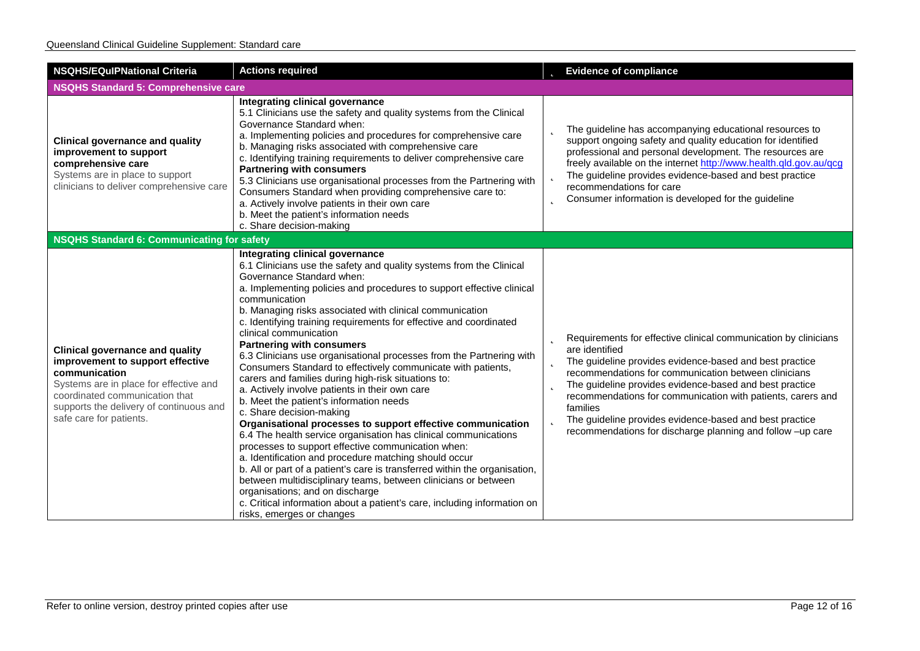| NSQHS/EQuIPNational Criteria | Actions required | Evidence of compliance |
|---|---|---|
| **NSQHS Standard 5: Comprehensive care** | | |
| **Clinical governance and quality improvement to support comprehensive care**<br>Systems are in place to support clinicians to deliver comprehensive care | **Integrating clinical governance**<br>5.1 Clinicians use the safety and quality systems from the Clinical Governance Standard when:<br>a. Implementing policies and procedures for comprehensive care<br>b. Managing risks associated with comprehensive care<br>c. Identifying training requirements to deliver comprehensive care<br>**Partnering with consumers**<br>5.3 Clinicians use organisational processes from the Partnering with Consumers Standard when providing comprehensive care to:<br>a. Actively involve patients in their own care<br>b. Meet the patient's information needs<br>c. Share decision-making | - The guideline has accompanying educational resources to support ongoing safety and quality education for identified professional and personal development. The resources are freely available on the internet http://www.health.qld.gov.au/qcg<br>- The guideline provides evidence-based and best practice recommendations for care<br>- Consumer information is developed for the guideline |
| **NSQHS Standard 6: Communicating for safety** | | |
| **Clinical governance and quality improvement to support effective communication**<br>Systems are in place for effective and coordinated communication that supports the delivery of continuous and safe care for patients. | **Integrating clinical governance**<br>6.1 Clinicians use the safety and quality systems from the Clinical Governance Standard when:<br>a. Implementing policies and procedures to support effective clinical communication<br>b. Managing risks associated with clinical communication<br>c. Identifying training requirements for effective and coordinated clinical communication<br>**Partnering with consumers**<br>6.3 Clinicians use organisational processes from the Partnering with Consumers Standard to effectively communicate with patients, carers and families during high-risk situations to:<br>a. Actively involve patients in their own care<br>b. Meet the patient's information needs<br>c. Share decision-making<br>**Organisational processes to support effective communication**<br>6.4 The health service organisation has clinical communications processes to support effective communication when:<br>a. Identification and procedure matching should occur<br>b. All or part of a patient's care is transferred within the organisation, between multidisciplinary teams, between clinicians or between organisations; and on discharge<br>c. Critical information about a patient's care, including information on risks, emerges or changes | - Requirements for effective clinical communication by clinicians are identified<br>- The guideline provides evidence-based and best practice recommendations for communication between clinicians<br>- The guideline provides evidence-based and best practice recommendations for communication with patients, carers and families<br>- The guideline provides evidence-based and best practice recommendations for discharge planning and follow –up care |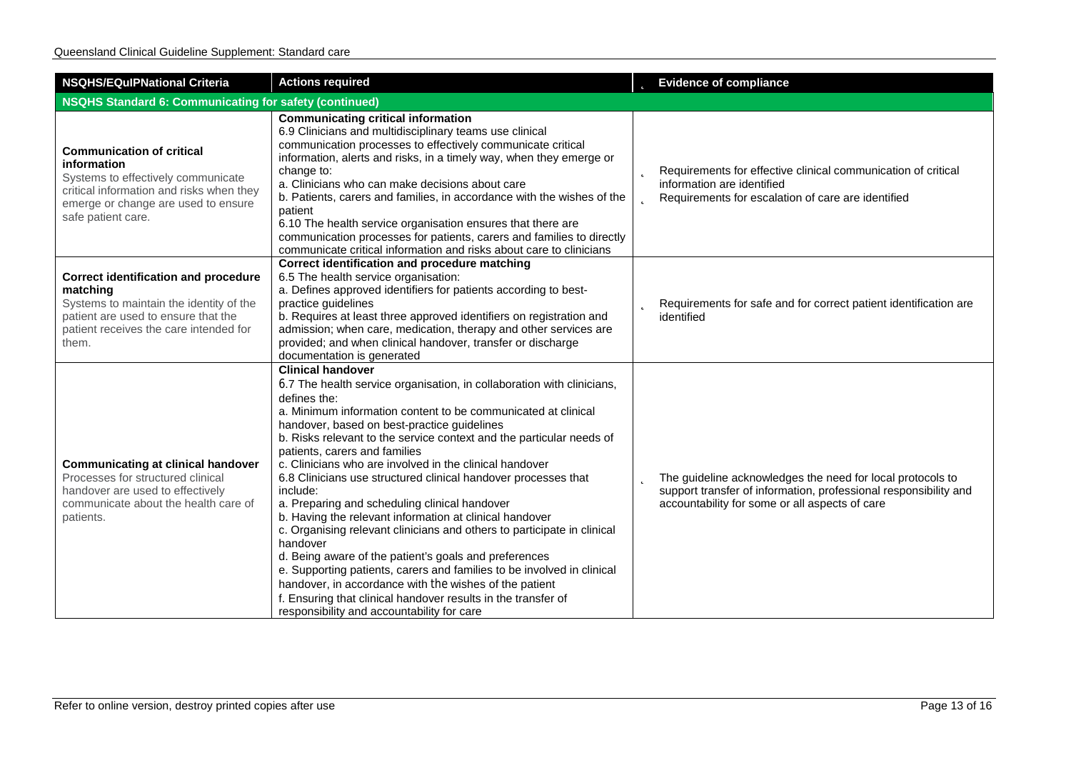| NSQHS/EQuIPNational Criteria | Actions required | Evidence of compliance |
|---|---|---|
| **NSQHS Standard 6: Communicating for safety (continued)** | | |
| **Communication of critical information**<br>Systems to effectively communicate critical information and risks when they emerge or change are used to ensure safe patient care. | **Communicating critical information**<br>6.9 Clinicians and multidisciplinary teams use clinical communication processes to effectively communicate critical information, alerts and risks, in a timely way, when they emerge or change to:<br>a. Clinicians who can make decisions about care<br>b. Patients, carers and families, in accordance with the wishes of the patient<br>6.10 The health service organisation ensures that there are communication processes for patients, carers and families to directly communicate critical information and risks about care to clinicians | - Requirements for effective clinical communication of critical information are identified<br>- Requirements for escalation of care are identified |
| **Correct identification and procedure matching**<br>Systems to maintain the identity of the patient are used to ensure that the patient receives the care intended for them. | **Correct identification and procedure matching**<br>6.5 The health service organisation:<br>a. Defines approved identifiers for patients according to best-practice guidelines<br>b. Requires at least three approved identifiers on registration and admission; when care, medication, therapy and other services are provided; and when clinical handover, transfer or discharge documentation is generated | - Requirements for safe and for correct patient identification are identified |
| **Communicating at clinical handover**<br>Processes for structured clinical handover are used to effectively communicate about the health care of patients. | **Clinical handover**<br>6.7 The health service organisation, in collaboration with clinicians, defines the:<br>a. Minimum information content to be communicated at clinical handover, based on best-practice guidelines<br>b. Risks relevant to the service context and the particular needs of patients, carers and families<br>c. Clinicians who are involved in the clinical handover<br>6.8 Clinicians use structured clinical handover processes that include:<br>a. Preparing and scheduling clinical handover<br>b. Having the relevant information at clinical handover<br>c. Organising relevant clinicians and others to participate in clinical handover<br>d. Being aware of the patient's goals and preferences<br>e. Supporting patients, carers and families to be involved in clinical handover, in accordance with the wishes of the patient<br>f. Ensuring that clinical handover results in the transfer of responsibility and accountability for care | - The guideline acknowledges the need for local protocols to support transfer of information, professional responsibility and accountability for some or all aspects of care |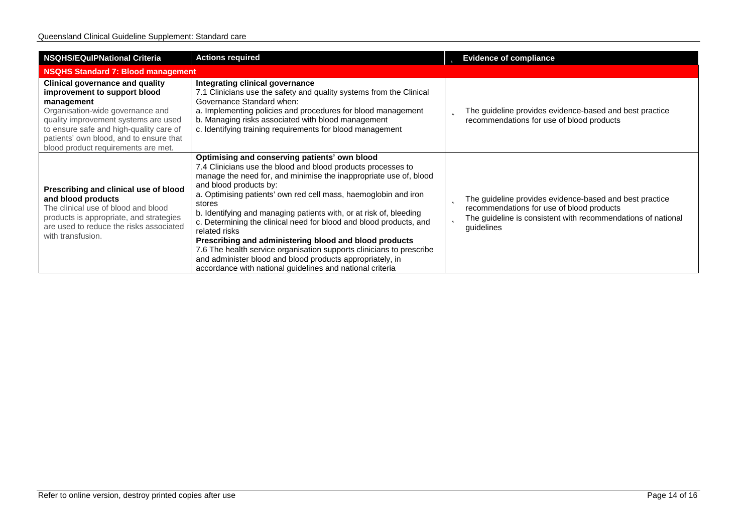| NSQHS/EQuIPNational Criteria | Actions required | Evidence of compliance |
|---|---|---|
| **NSQHS Standard 7: Blood management** | | |
| **Clinical governance and quality improvement to support blood management**<br>Organisation-wide governance and quality improvement systems are used to ensure safe and high-quality care of patients' own blood, and to ensure that blood product requirements are met. | **Integrating clinical governance**<br>7.1 Clinicians use the safety and quality systems from the Clinical Governance Standard when:<br>a. Implementing policies and procedures for blood management<br>b. Managing risks associated with blood management<br>c. Identifying training requirements for blood management | - The guideline provides evidence-based and best practice recommendations for use of blood products |
| **Prescribing and clinical use of blood and blood products**<br>The clinical use of blood and blood products is appropriate, and strategies are used to reduce the risks associated with transfusion. | **Optimising and conserving patients' own blood**<br>7.4 Clinicians use the blood and blood products processes to manage the need for, and minimise the inappropriate use of, blood and blood products by:<br>a. Optimising patients' own red cell mass, haemoglobin and iron stores<br>b. Identifying and managing patients with, or at risk of, bleeding<br>c. Determining the clinical need for blood and blood products, and related risks<br>**Prescribing and administering blood and blood products**<br>7.6 The health service organisation supports clinicians to prescribe and administer blood and blood products appropriately, in accordance with national guidelines and national criteria | - The guideline provides evidence-based and best practice recommendations for use of blood products<br>- The guideline is consistent with recommendations of national guidelines |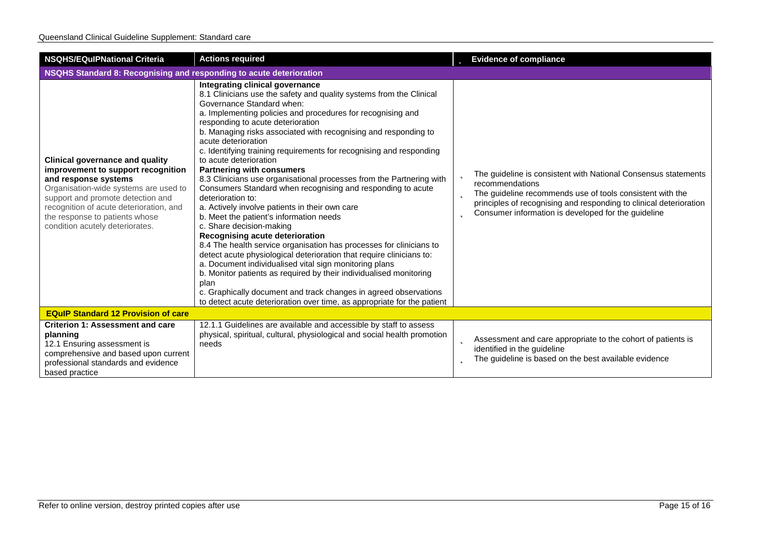| NSQHS/EQuIPNational Criteria | Actions required | Evidence of compliance |
|---|---|---|
| **NSQHS Standard 8: Recognising and responding to acute deterioration** | | |
| **Clinical governance and quality improvement to support recognition and response systems**<br>Organisation-wide systems are used to support and promote detection and recognition of acute deterioration, and the response to patients whose condition acutely deteriorates. | **Integrating clinical governance**<br>8.1 Clinicians use the safety and quality systems from the Clinical Governance Standard when:<br>a. Implementing policies and procedures for recognising and responding to acute deterioration<br>b. Managing risks associated with recognising and responding to acute deterioration<br>c. Identifying training requirements for recognising and responding to acute deterioration<br>**Partnering with consumers**<br>8.3 Clinicians use organisational processes from the Partnering with Consumers Standard when recognising and responding to acute deterioration to:<br>a. Actively involve patients in their own care<br>b. Meet the patient's information needs<br>c. Share decision-making<br>**Recognising acute deterioration**<br>8.4 The health service organisation has processes for clinicians to detect acute physiological deterioration that require clinicians to:<br>a. Document individualised vital sign monitoring plans<br>b. Monitor patients as required by their individualised monitoring plan<br>c. Graphically document and track changes in agreed observations to detect acute deterioration over time, as appropriate for the patient | - The guideline is consistent with National Consensus statements recommendations<br>- The guideline recommends use of tools consistent with the principles of recognising and responding to clinical deterioration<br>- Consumer information is developed for the guideline |
| **EQuIP Standard 12 Provision of care** | | |
| **Criterion 1: Assessment and care planning**<br>12.1 Ensuring assessment is comprehensive and based upon current professional standards and evidence based practice | 12.1.1 Guidelines are available and accessible by staff to assess physical, spiritual, cultural, physiological and social health promotion needs | - Assessment and care appropriate to the cohort of patients is identified in the guideline<br>- The guideline is based on the best available evidence |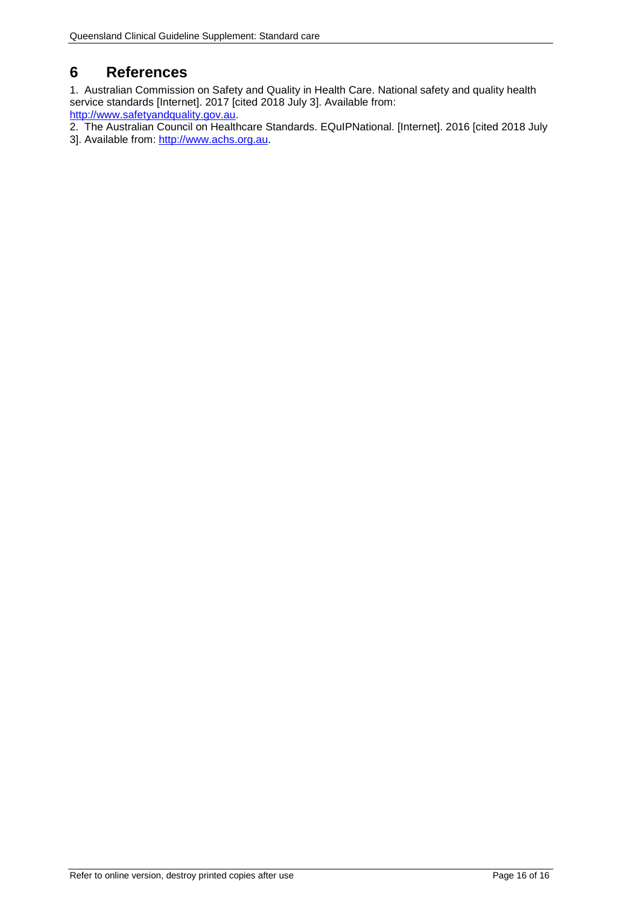# 6 References

1. Australian Commission on Safety and Quality in Health Care. National safety and quality health service standards [Internet]. 2017 [cited 2018 July 3]. Available from: http://www.safetyandquality.gov.au.
2. The Australian Council on Healthcare Standards. EQuIPNational. [Internet]. 2016 [cited 2018 July 3]. Available from: http://www.achs.org.au.